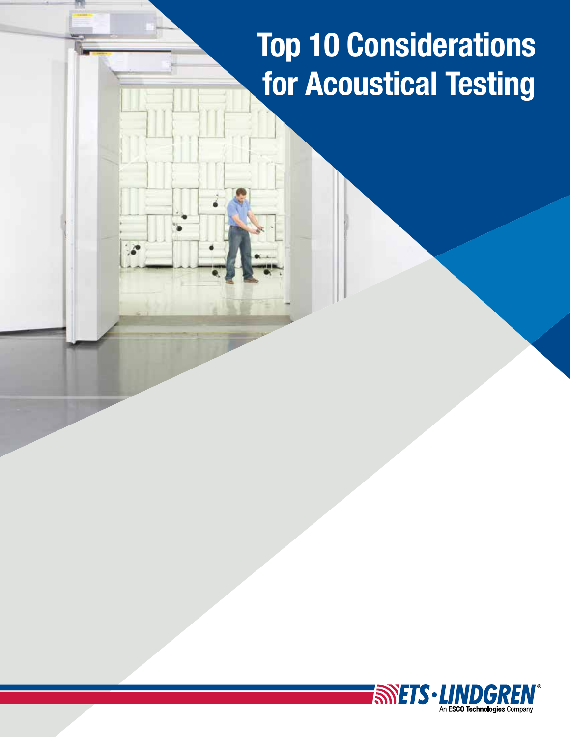# Top 10 Considerations for Acoustical Testing

ETS·LINDGREN®

An ESCO Technologies Company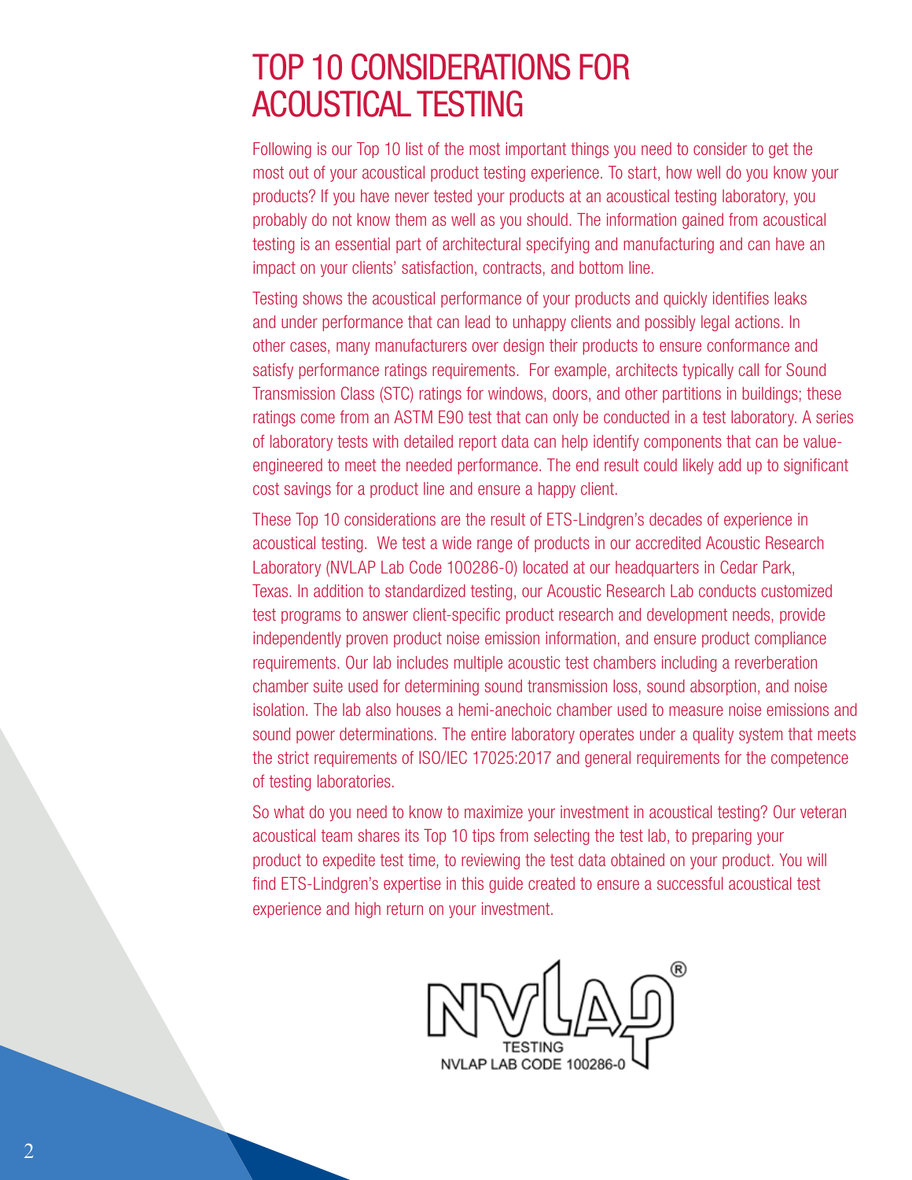# TOP 10 CONSIDERATIONS FOR ACOUSTICAL TESTING

Following is our Top 10 list of the most important things you need to consider to get the most out of your acoustical product testing experience. To start, how well do you know your products? If you have never tested your products at an acoustical testing laboratory, you probably do not know them as well as you should. The information gained from acoustical testing is an essential part of architectural specifying and manufacturing and can have an impact on your clients' satisfaction, contracts, and bottom line.

Testing shows the acoustical performance of your products and quickly identifies leaks and under performance that can lead to unhappy clients and possibly legal actions. In other cases, many manufacturers over design their products to ensure conformance and satisfy performance ratings requirements. For example, architects typically call for Sound Transmission Class (STC) ratings for windows, doors, and other partitions in buildings; these ratings come from an ASTM E90 test that can only be conducted in a test laboratory. A series of laboratory tests with detailed report data can help identify components that can be value-engineered to meet the needed performance. The end result could likely add up to significant cost savings for a product line and ensure a happy client.

These Top 10 considerations are the result of ETS-Lindgren's decades of experience in acoustical testing. We test a wide range of products in our accredited Acoustic Research Laboratory (NVLAP Lab Code 100286-0) located at our headquarters in Cedar Park, Texas. In addition to standardized testing, our Acoustic Research Lab conducts customized test programs to answer client-specific product research and development needs, provide independently proven product noise emission information, and ensure product compliance requirements. Our lab includes multiple acoustic test chambers including a reverberation chamber suite used for determining sound transmission loss, sound absorption, and noise isolation. The lab also houses a hemi-anechoic chamber used to measure noise emissions and sound power determinations. The entire laboratory operates under a quality system that meets the strict requirements of ISO/IEC 17025:2017 and general requirements for the competence of testing laboratories.

So what do you need to know to maximize your investment in acoustical testing? Our veteran acoustical team shares its Top 10 tips from selecting the test lab, to preparing your product to expedite test time, to reviewing the test data obtained on your product. You will find ETS-Lindgren's expertise in this guide created to ensure a successful acoustical test experience and high return on your investment.

NVLAP®
TESTING
NVLAP LAB CODE 100286-0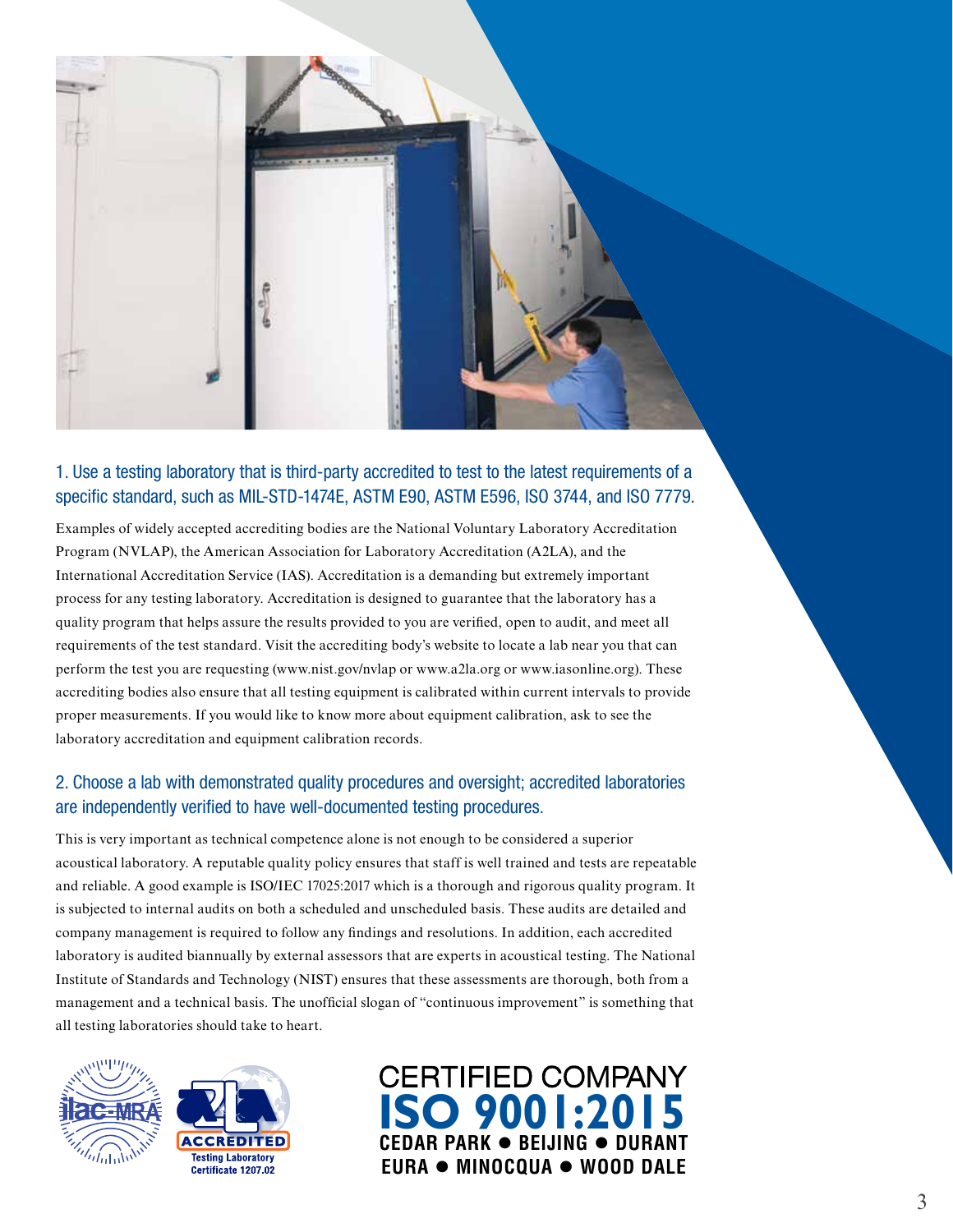## 1. Use a testing laboratory that is third-party accredited to test to the latest requirements of a specific standard, such as MIL-STD-1474E, ASTM E90, ASTM E596, ISO 3744, and ISO 7779.

Examples of widely accepted accrediting bodies are the National Voluntary Laboratory Accreditation Program (NVLAP), the American Association for Laboratory Accreditation (A2LA), and the International Accreditation Service (IAS). Accreditation is a demanding but extremely important process for any testing laboratory. Accreditation is designed to guarantee that the laboratory has a quality program that helps assure the results provided to you are verified, open to audit, and meet all requirements of the test standard. Visit the accrediting body's website to locate a lab near you that can perform the test you are requesting (www.nist.gov/nvlap or www.a2la.org or www.iasonline.org). These accrediting bodies also ensure that all testing equipment is calibrated within current intervals to provide proper measurements. If you would like to know more about equipment calibration, ask to see the laboratory accreditation and equipment calibration records.

## 2. Choose a lab with demonstrated quality procedures and oversight; accredited laboratories are independently verified to have well-documented testing procedures.

This is very important as technical competence alone is not enough to be considered a superior acoustical laboratory. A reputable quality policy ensures that staff is well trained and tests are repeatable and reliable. A good example is ISO/IEC 17025:2017 which is a thorough and rigorous quality program. It is subjected to internal audits on both a scheduled and unscheduled basis. These audits are detailed and company management is required to follow any findings and resolutions. In addition, each accredited laboratory is audited biannually by external assessors that are experts in acoustical testing. The National Institute of Standards and Technology (NIST) ensures that these assessments are thorough, both from a management and a technical basis. The unofficial slogan of "continuous improvement" is something that all testing laboratories should take to heart.

ilac-MRA

A2LA ACCREDITED Testing Laboratory Certificate 1207.02

CERTIFIED COMPANY
**ISO 9001:2015**
CEDAR PARK ● BEIJING ● DURANT
EURA ● MINOCQUA ● WOOD DALE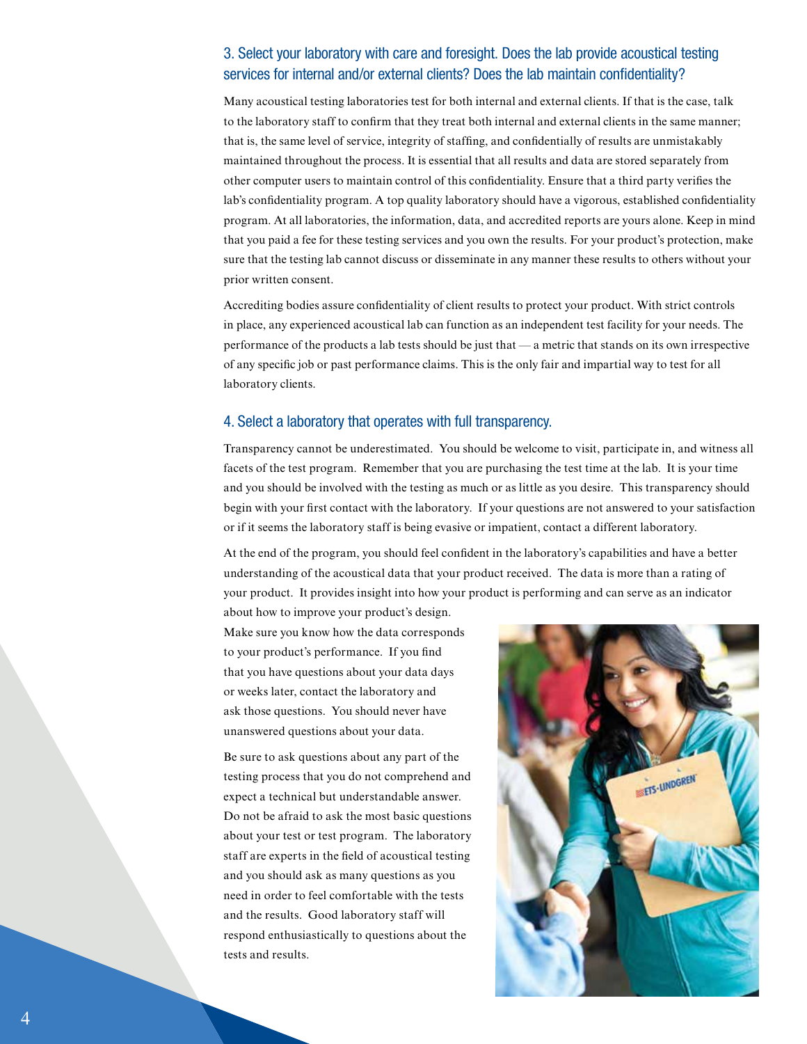### 3. Select your laboratory with care and foresight. Does the lab provide acoustical testing services for internal and/or external clients? Does the lab maintain confidentiality?

Many acoustical testing laboratories test for both internal and external clients. If that is the case, talk to the laboratory staff to confirm that they treat both internal and external clients in the same manner; that is, the same level of service, integrity of staffing, and confidentially of results are unmistakably maintained throughout the process. It is essential that all results and data are stored separately from other computer users to maintain control of this confidentiality. Ensure that a third party verifies the lab's confidentiality program. A top quality laboratory should have a vigorous, established confidentiality program. At all laboratories, the information, data, and accredited reports are yours alone. Keep in mind that you paid a fee for these testing services and you own the results. For your product's protection, make sure that the testing lab cannot discuss or disseminate in any manner these results to others without your prior written consent.

Accrediting bodies assure confidentiality of client results to protect your product. With strict controls in place, any experienced acoustical lab can function as an independent test facility for your needs. The performance of the products a lab tests should be just that — a metric that stands on its own irrespective of any specific job or past performance claims. This is the only fair and impartial way to test for all laboratory clients.

### 4. Select a laboratory that operates with full transparency.

Transparency cannot be underestimated. You should be welcome to visit, participate in, and witness all facets of the test program. Remember that you are purchasing the test time at the lab. It is your time and you should be involved with the testing as much or as little as you desire. This transparency should begin with your first contact with the laboratory. If your questions are not answered to your satisfaction or if it seems the laboratory staff is being evasive or impatient, contact a different laboratory.

At the end of the program, you should feel confident in the laboratory's capabilities and have a better understanding of the acoustical data that your product received. The data is more than a rating of your product. It provides insight into how your product is performing and can serve as an indicator about how to improve your product's design. Make sure you know how the data corresponds to your product's performance. If you find that you have questions about your data days or weeks later, contact the laboratory and ask those questions. You should never have unanswered questions about your data.

Be sure to ask questions about any part of the testing process that you do not comprehend and expect a technical but understandable answer. Do not be afraid to ask the most basic questions about your test or test program. The laboratory staff are experts in the field of acoustical testing and you should ask as many questions as you need in order to feel comfortable with the tests and the results. Good laboratory staff will respond enthusiastically to questions about the tests and results.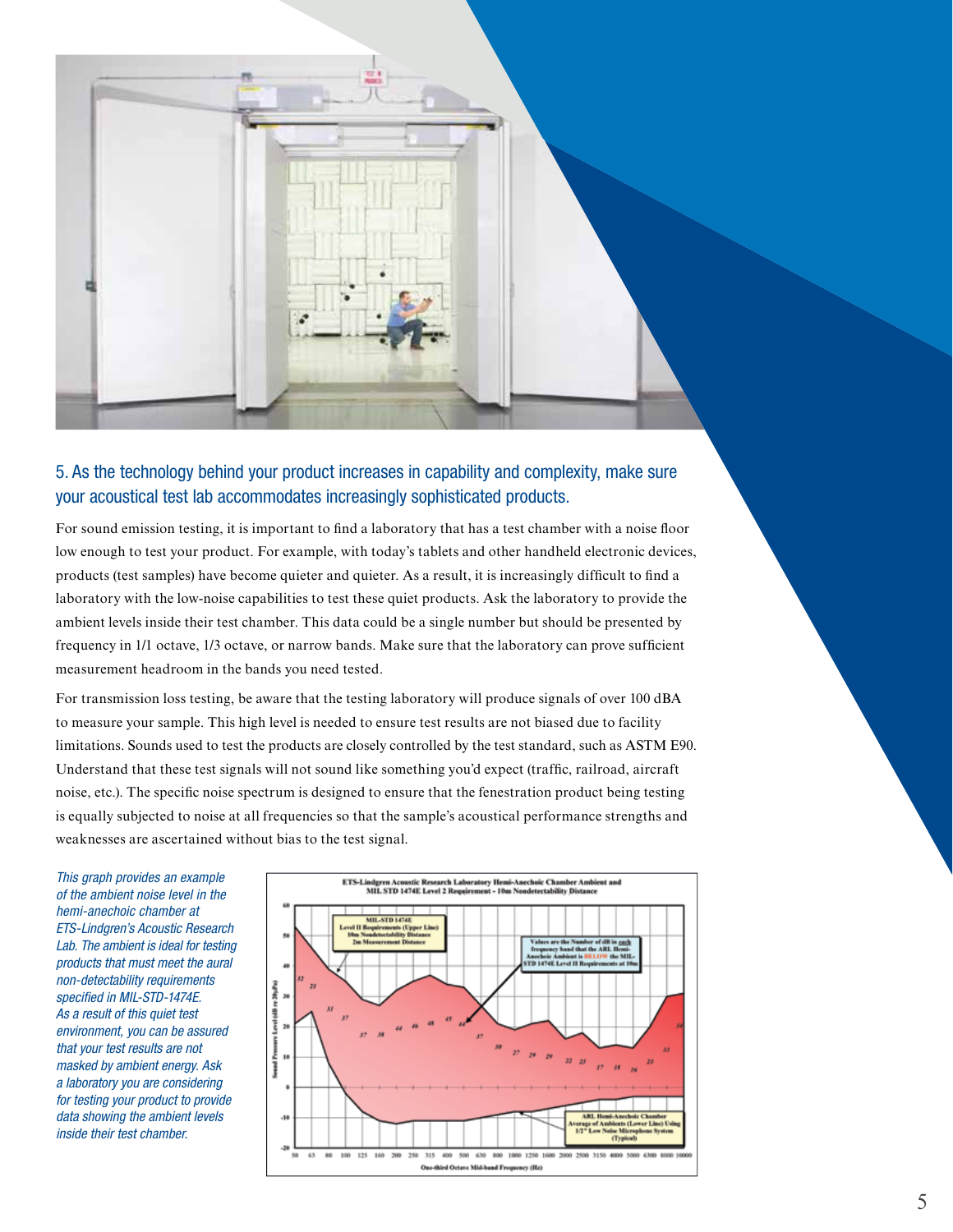## 5. As the technology behind your product increases in capability and complexity, make sure your acoustical test lab accommodates increasingly sophisticated products.

For sound emission testing, it is important to find a laboratory that has a test chamber with a noise floor low enough to test your product. For example, with today's tablets and other handheld electronic devices, products (test samples) have become quieter and quieter. As a result, it is increasingly difficult to find a laboratory with the low-noise capabilities to test these quiet products. Ask the laboratory to provide the ambient levels inside their test chamber. This data could be a single number but should be presented by frequency in 1/1 octave, 1/3 octave, or narrow bands. Make sure that the laboratory can prove sufficient measurement headroom in the bands you need tested.

For transmission loss testing, be aware that the testing laboratory will produce signals of over 100 dBA to measure your sample. This high level is needed to ensure test results are not biased due to facility limitations. Sounds used to test the products are closely controlled by the test standard, such as ASTM E90. Understand that these test signals will not sound like something you'd expect (traffic, railroad, aircraft noise, etc.). The specific noise spectrum is designed to ensure that the fenestration product being testing is equally subjected to noise at all frequencies so that the sample's acoustical performance strengths and weaknesses are ascertained without bias to the test signal.

*This graph provides an example of the ambient noise level in the hemi-anechoic chamber at ETS-Lindgren's Acoustic Research Lab. The ambient is ideal for testing products that must meet the aural non-detectability requirements specified in MIL-STD-1474E. As a result of this quiet test environment, you can be assured that your test results are not masked by ambient energy. Ask a laboratory you are considering for testing your product to provide data showing the ambient levels inside their test chamber.*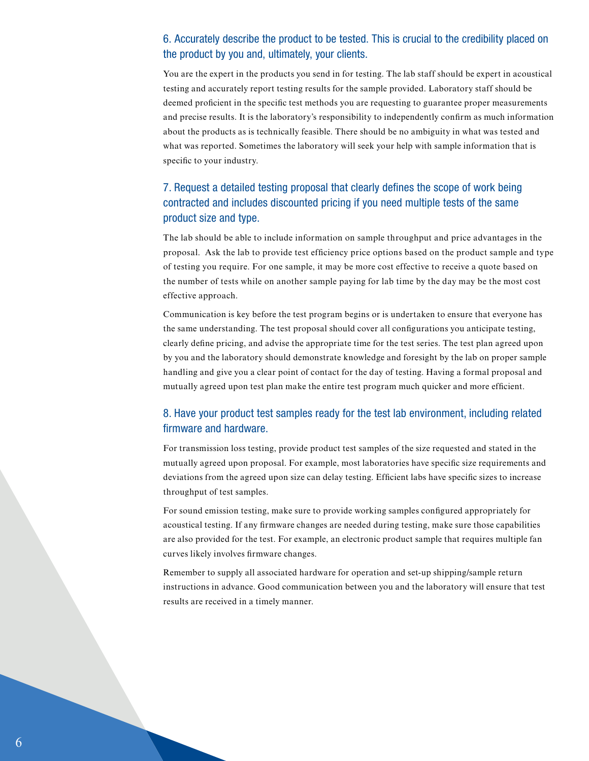## 6. Accurately describe the product to be tested. This is crucial to the credibility placed on the product by you and, ultimately, your clients.

You are the expert in the products you send in for testing. The lab staff should be expert in acoustical testing and accurately report testing results for the sample provided. Laboratory staff should be deemed proficient in the specific test methods you are requesting to guarantee proper measurements and precise results. It is the laboratory's responsibility to independently confirm as much information about the products as is technically feasible. There should be no ambiguity in what was tested and what was reported. Sometimes the laboratory will seek your help with sample information that is specific to your industry.

## 7. Request a detailed testing proposal that clearly defines the scope of work being contracted and includes discounted pricing if you need multiple tests of the same product size and type.

The lab should be able to include information on sample throughput and price advantages in the proposal. Ask the lab to provide test efficiency price options based on the product sample and type of testing you require. For one sample, it may be more cost effective to receive a quote based on the number of tests while on another sample paying for lab time by the day may be the most cost effective approach.

Communication is key before the test program begins or is undertaken to ensure that everyone has the same understanding. The test proposal should cover all configurations you anticipate testing, clearly define pricing, and advise the appropriate time for the test series. The test plan agreed upon by you and the laboratory should demonstrate knowledge and foresight by the lab on proper sample handling and give you a clear point of contact for the day of testing. Having a formal proposal and mutually agreed upon test plan make the entire test program much quicker and more efficient.

## 8. Have your product test samples ready for the test lab environment, including related firmware and hardware.

For transmission loss testing, provide product test samples of the size requested and stated in the mutually agreed upon proposal. For example, most laboratories have specific size requirements and deviations from the agreed upon size can delay testing. Efficient labs have specific sizes to increase throughput of test samples.

For sound emission testing, make sure to provide working samples configured appropriately for acoustical testing. If any firmware changes are needed during testing, make sure those capabilities are also provided for the test. For example, an electronic product sample that requires multiple fan curves likely involves firmware changes.

Remember to supply all associated hardware for operation and set-up shipping/sample return instructions in advance. Good communication between you and the laboratory will ensure that test results are received in a timely manner.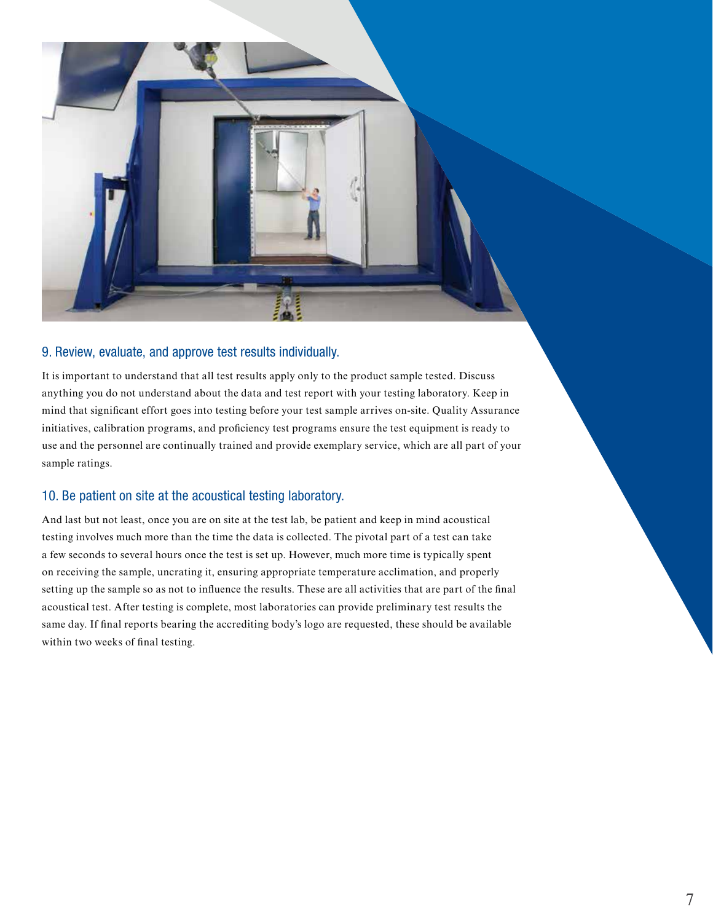## 9. Review, evaluate, and approve test results individually.

It is important to understand that all test results apply only to the product sample tested. Discuss anything you do not understand about the data and test report with your testing laboratory. Keep in mind that significant effort goes into testing before your test sample arrives on-site. Quality Assurance initiatives, calibration programs, and proficiency test programs ensure the test equipment is ready to use and the personnel are continually trained and provide exemplary service, which are all part of your sample ratings.

## 10. Be patient on site at the acoustical testing laboratory.

And last but not least, once you are on site at the test lab, be patient and keep in mind acoustical testing involves much more than the time the data is collected. The pivotal part of a test can take a few seconds to several hours once the test is set up. However, much more time is typically spent on receiving the sample, uncrating it, ensuring appropriate temperature acclimation, and properly setting up the sample so as not to influence the results. These are all activities that are part of the final acoustical test. After testing is complete, most laboratories can provide preliminary test results the same day. If final reports bearing the accrediting body's logo are requested, these should be available within two weeks of final testing.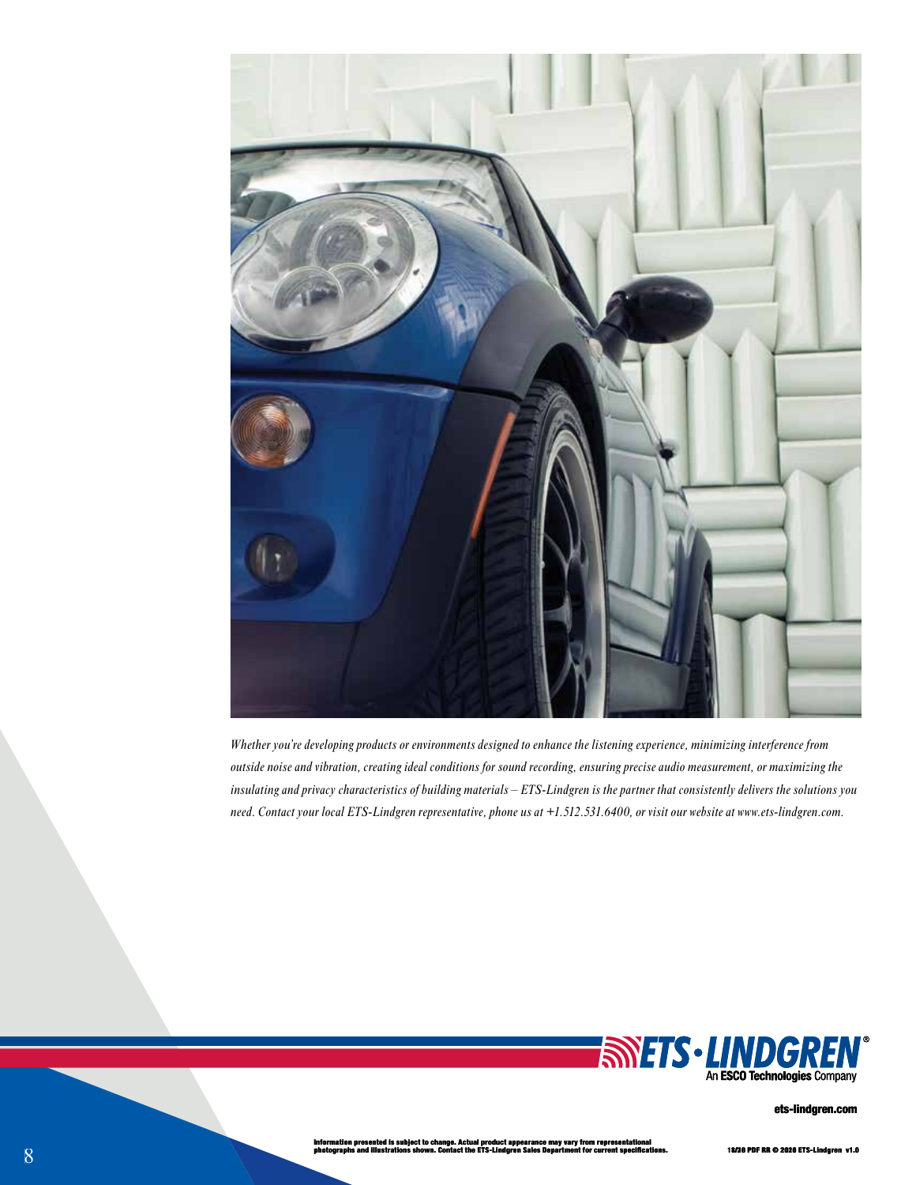*Whether you're developing products or environments designed to enhance the listening experience, minimizing interference from outside noise and vibration, creating ideal conditions for sound recording, ensuring precise audio measurement, or maximizing the insulating and privacy characteristics of building materials – ETS-Lindgren is the partner that consistently delivers the solutions you need. Contact your local ETS-Lindgren representative, phone us at +1.512.531.6400, or visit our website at www.ets-lindgren.com.*

ETS·LINDGREN®
An ESCO Technologies Company

**ets-lindgren.com**

Information presented is subject to change. Actual product appearance may vary from representational photographs and illustrations shown. Contact the ETS-Lindgren Sales Department for current specifications.

10/20 PDF RR © 2020 ETS-Lindgren v1.0